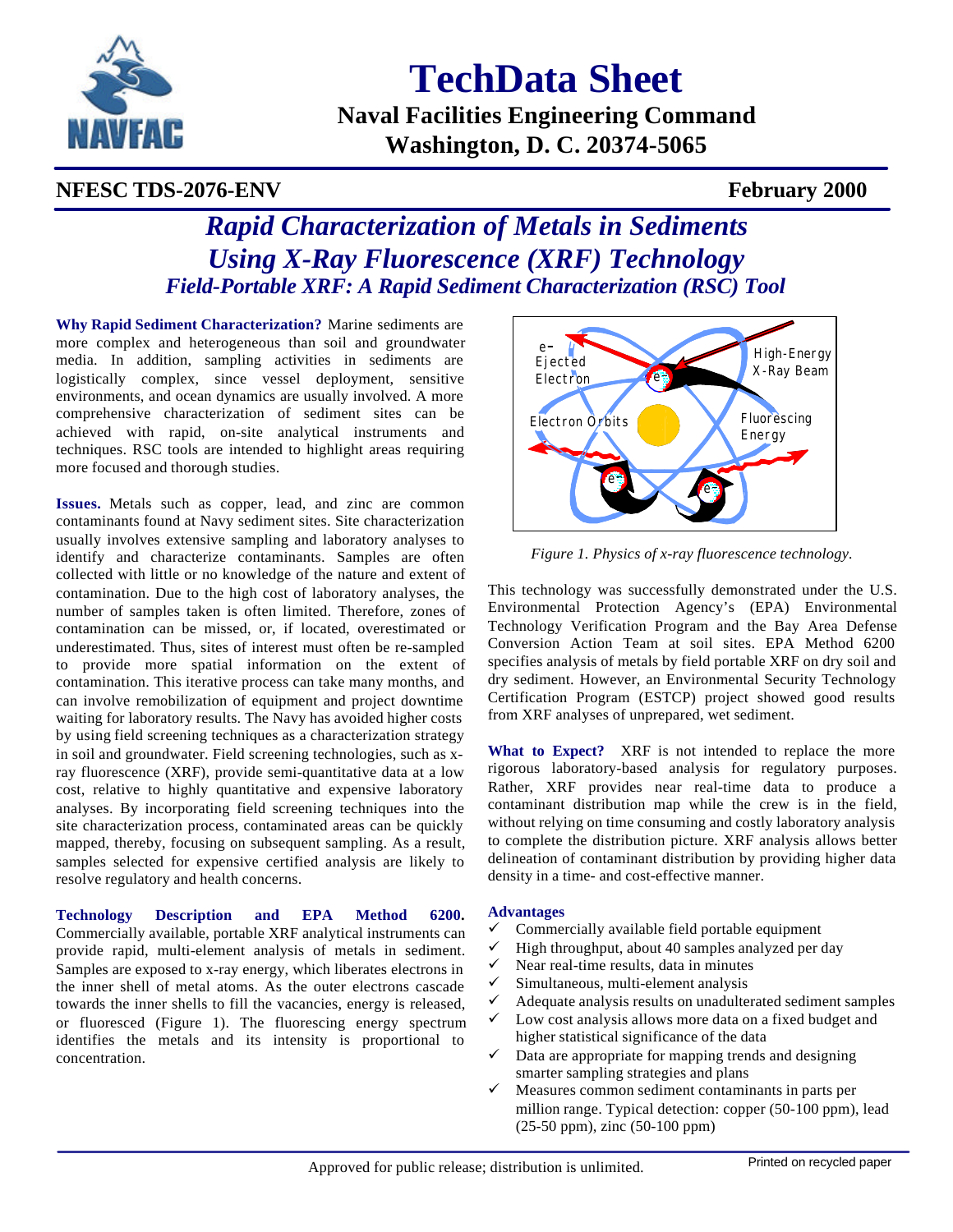# TechData Sheet

**Naval Facilities Engineering Command**
**Washington, D. C. 20374-5065**

**NFESC TDS-2076-ENV** — **February 2000**

## *Rapid Characterization of Metals in Sediments Using X-Ray Fluorescence (XRF) Technology*

### *Field-Portable XRF: A Rapid Sediment Characterization (RSC) Tool*

**Why Rapid Sediment Characterization?** Marine sediments are more complex and heterogeneous than soil and groundwater media. In addition, sampling activities in sediments are logistically complex, since vessel deployment, sensitive environments, and ocean dynamics are usually involved. A more comprehensive characterization of sediment sites can be achieved with rapid, on-site analytical instruments and techniques. RSC tools are intended to highlight areas requiring more focused and thorough studies.

**Issues.** Metals such as copper, lead, and zinc are common contaminants found at Navy sediment sites. Site characterization usually involves extensive sampling and laboratory analyses to identify and characterize contaminants. Samples are often collected with little or no knowledge of the nature and extent of contamination. Due to the high cost of laboratory analyses, the number of samples taken is often limited. Therefore, zones of contamination can be missed, or, if located, overestimated or underestimated. Thus, sites of interest must often be re-sampled to provide more spatial information on the extent of contamination. This iterative process can take many months, and can involve remobilization of equipment and project downtime waiting for laboratory results. The Navy has avoided higher costs by using field screening techniques as a characterization strategy in soil and groundwater. Field screening technologies, such as x-ray fluorescence (XRF), provide semi-quantitative data at a low cost, relative to highly quantitative and expensive laboratory analyses. By incorporating field screening techniques into the site characterization process, contaminated areas can be quickly mapped, thereby, focusing on subsequent sampling. As a result, samples selected for expensive certified analysis are likely to resolve regulatory and health concerns.

**Technology Description and EPA Method 6200.** Commercially available, portable XRF analytical instruments can provide rapid, multi-element analysis of metals in sediment. Samples are exposed to x-ray energy, which liberates electrons in the inner shell of metal atoms. As the outer electrons cascade towards the inner shells to fill the vacancies, energy is released, or fluoresced (Figure 1). The fluorescing energy spectrum identifies the metals and its intensity is proportional to concentration.

*Figure 1. Physics of x-ray fluorescence technology.*

This technology was successfully demonstrated under the U.S. Environmental Protection Agency's (EPA) Environmental Technology Verification Program and the Bay Area Defense Conversion Action Team at soil sites. EPA Method 6200 specifies analysis of metals by field portable XRF on dry soil and dry sediment. However, an Environmental Security Technology Certification Program (ESTCP) project showed good results from XRF analyses of unprepared, wet sediment.

**What to Expect?** XRF is not intended to replace the more rigorous laboratory-based analysis for regulatory purposes. Rather, XRF provides near real-time data to produce a contaminant distribution map while the crew is in the field, without relying on time consuming and costly laboratory analysis to complete the distribution picture. XRF analysis allows better delineation of contaminant distribution by providing higher data density in a time- and cost-effective manner.

**Advantages**

- ✓ Commercially available field portable equipment
- ✓ High throughput, about 40 samples analyzed per day
- ✓ Near real-time results, data in minutes
- ✓ Simultaneous, multi-element analysis
- ✓ Adequate analysis results on unadulterated sediment samples
- ✓ Low cost analysis allows more data on a fixed budget and higher statistical significance of the data
- ✓ Data are appropriate for mapping trends and designing smarter sampling strategies and plans
- ✓ Measures common sediment contaminants in parts per million range. Typical detection: copper (50-100 ppm), lead (25-50 ppm), zinc (50-100 ppm)

Approved for public release; distribution is unlimited.

Printed on recycled paper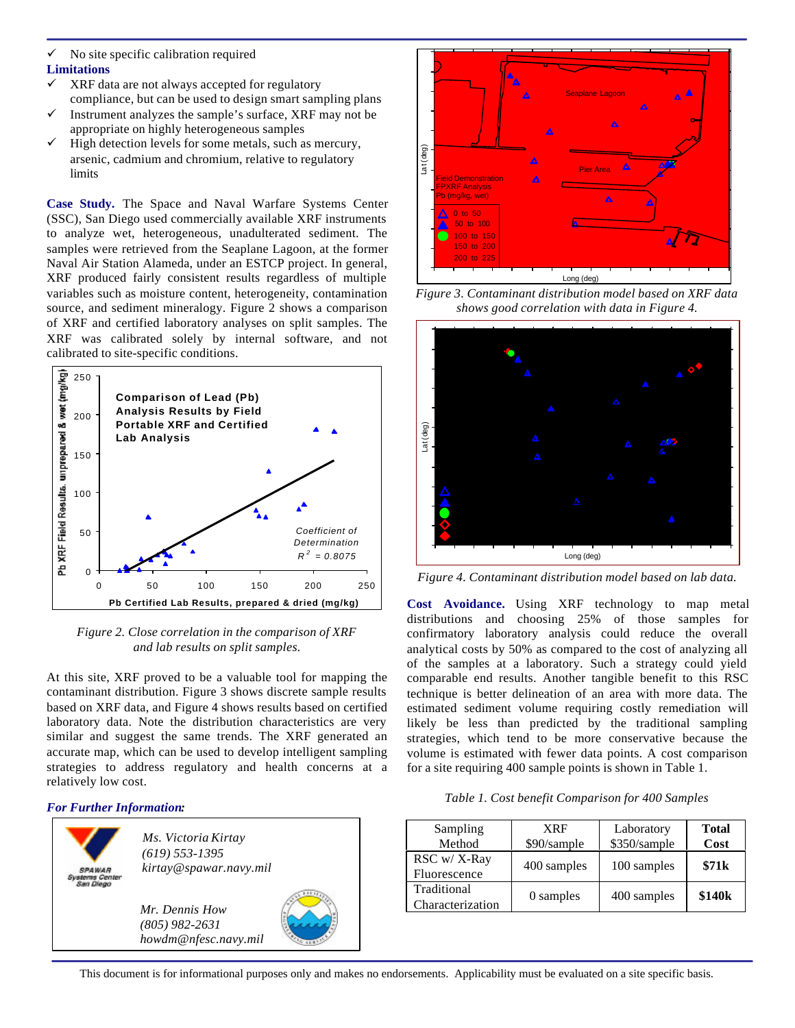- ✓ No site specific calibration required

**Limitations**

- ✓ XRF data are not always accepted for regulatory compliance, but can be used to design smart sampling plans
- ✓ Instrument analyzes the sample's surface, XRF may not be appropriate on highly heterogeneous samples
- ✓ High detection levels for some metals, such as mercury, arsenic, cadmium and chromium, relative to regulatory limits

**Case Study.** The Space and Naval Warfare Systems Center (SSC), San Diego used commercially available XRF instruments to analyze wet, heterogeneous, unadulterated sediment. The samples were retrieved from the Seaplane Lagoon, at the former Naval Air Station Alameda, under an ESTCP project. In general, XRF produced fairly consistent results regardless of multiple variables such as moisture content, heterogeneity, contamination source, and sediment mineralogy. Figure 2 shows a comparison of XRF and certified laboratory analyses on split samples. The XRF was calibrated solely by internal software, and not calibrated to site-specific conditions.

Comparison of Lead (Pb) Analysis Results by Field Portable XRF and Certified Lab Analysis

Pb XRF Field Results, unprepared & wet (mg/kg)

0
50
100
150
200
250

Pb Certified Lab Results, prepared & dried (mg/kg)

0
50
100
150
200
250

Coefficient of Determination
$R^2 = 0.8075$

*Figure 2. Close correlation in the comparison of XRF and lab results on split samples.*

At this site, XRF proved to be a valuable tool for mapping the contaminant distribution. Figure 3 shows discrete sample results based on XRF data, and Figure 4 shows results based on certified laboratory data. Note the distribution characteristics are very similar and suggest the same trends. The XRF generated an accurate map, which can be used to develop intelligent sampling strategies to address regulatory and health concerns at a relatively low cost.

Seaplane Lagoon

Pier Area

Field Demonstration
FPXRF Analysis
Pb (mg/kg, wet)

0 to 50
50 to 100
100 to 150
150 to 200
200 to 225

Lat (deg)

Long (deg)

*Figure 3. Contaminant distribution model based on XRF data shows good correlation with data in Figure 4.*

Lat (deg)

Long (deg)

*Figure 4. Contaminant distribution model based on lab data.*

**Cost Avoidance.** Using XRF technology to map metal distributions and choosing 25% of those samples for confirmatory laboratory analysis could reduce the overall analytical costs by 50% as compared to the cost of analyzing all of the samples at a laboratory. Such a strategy could yield comparable end results. Another tangible benefit to this RSC technique is better delineation of an area with more data. The estimated sediment volume requiring costly remediation will likely be less than predicted by the traditional sampling strategies, which tend to be more conservative because the volume is estimated with fewer data points. A cost comparison for a site requiring 400 sample points is shown in Table 1.

*Table 1. Cost benefit Comparison for 400 Samples*

| Sampling Method | XRF $90/sample | Laboratory $350/sample | **Total Cost** |
|---|---|---|---|
| RSC w/ X-Ray Fluorescence | 400 samples | 100 samples | **$71k** |
| Traditional Characterization | 0 samples | 400 samples | **$140k** |

***For Further Information:***

SPAWAR Systems Center San Diego

*Ms. Victoria Kirtay*
*(619) 553-1395*
*kirtay@spawar.navy.mil*

*Mr. Dennis How*
*(805) 982-2631*
*howdm@nfesc.navy.mil*

This document is for informational purposes only and makes no endorsements. Applicability must be evaluated on a site specific basis.